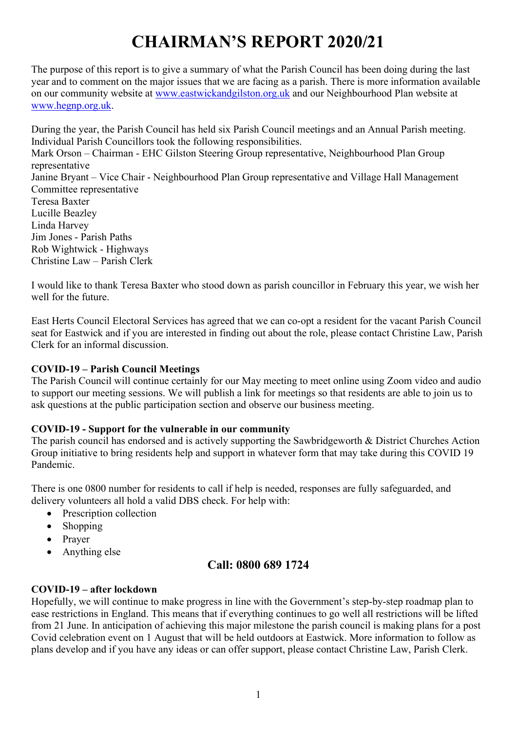# CHAIRMAN'S REPORT 2020/21

The purpose of this report is to give a summary of what the Parish Council has been doing during the last year and to comment on the major issues that we are facing as a parish. There is more information available on our community website at [www.eastwickandgilston.org.uk](www.eastwickandgilston.org.uk) and our Neighbourhood Plan website at [www.hegnp.org.uk](www.hegnp.org.uk).

During the year, the Parish Council has held six Parish Council meetings and an Annual Parish meeting. Individual Parish Councillors took the following responsibilities.
Mark Orson – Chairman - EHC Gilston Steering Group representative, Neighbourhood Plan Group representative
Janine Bryant – Vice Chair - Neighbourhood Plan Group representative and Village Hall Management Committee representative
Teresa Baxter
Lucille Beazley
Linda Harvey
Jim Jones - Parish Paths
Rob Wightwick - Highways
Christine Law – Parish Clerk

I would like to thank Teresa Baxter who stood down as parish councillor in February this year, we wish her well for the future.

East Herts Council Electoral Services has agreed that we can co-opt a resident for the vacant Parish Council seat for Eastwick and if you are interested in finding out about the role, please contact Christine Law, Parish Clerk for an informal discussion.

**COVID-19 – Parish Council Meetings**
The Parish Council will continue certainly for our May meeting to meet online using Zoom video and audio to support our meeting sessions. We will publish a link for meetings so that residents are able to join us to ask questions at the public participation section and observe our business meeting.

**COVID-19 - Support for the vulnerable in our community**
The parish council has endorsed and is actively supporting the Sawbridgeworth & District Churches Action Group initiative to bring residents help and support in whatever form that may take during this COVID 19 Pandemic.

There is one 0800 number for residents to call if help is needed, responses are fully safeguarded, and delivery volunteers all hold a valid DBS check. For help with:

- Prescription collection
- Shopping
- Prayer
- Anything else

**Call: 0800 689 1724**

**COVID-19 – after lockdown**
Hopefully, we will continue to make progress in line with the Government's step-by-step roadmap plan to ease restrictions in England. This means that if everything continues to go well all restrictions will be lifted from 21 June. In anticipation of achieving this major milestone the parish council is making plans for a post Covid celebration event on 1 August that will be held outdoors at Eastwick. More information to follow as plans develop and if you have any ideas or can offer support, please contact Christine Law, Parish Clerk.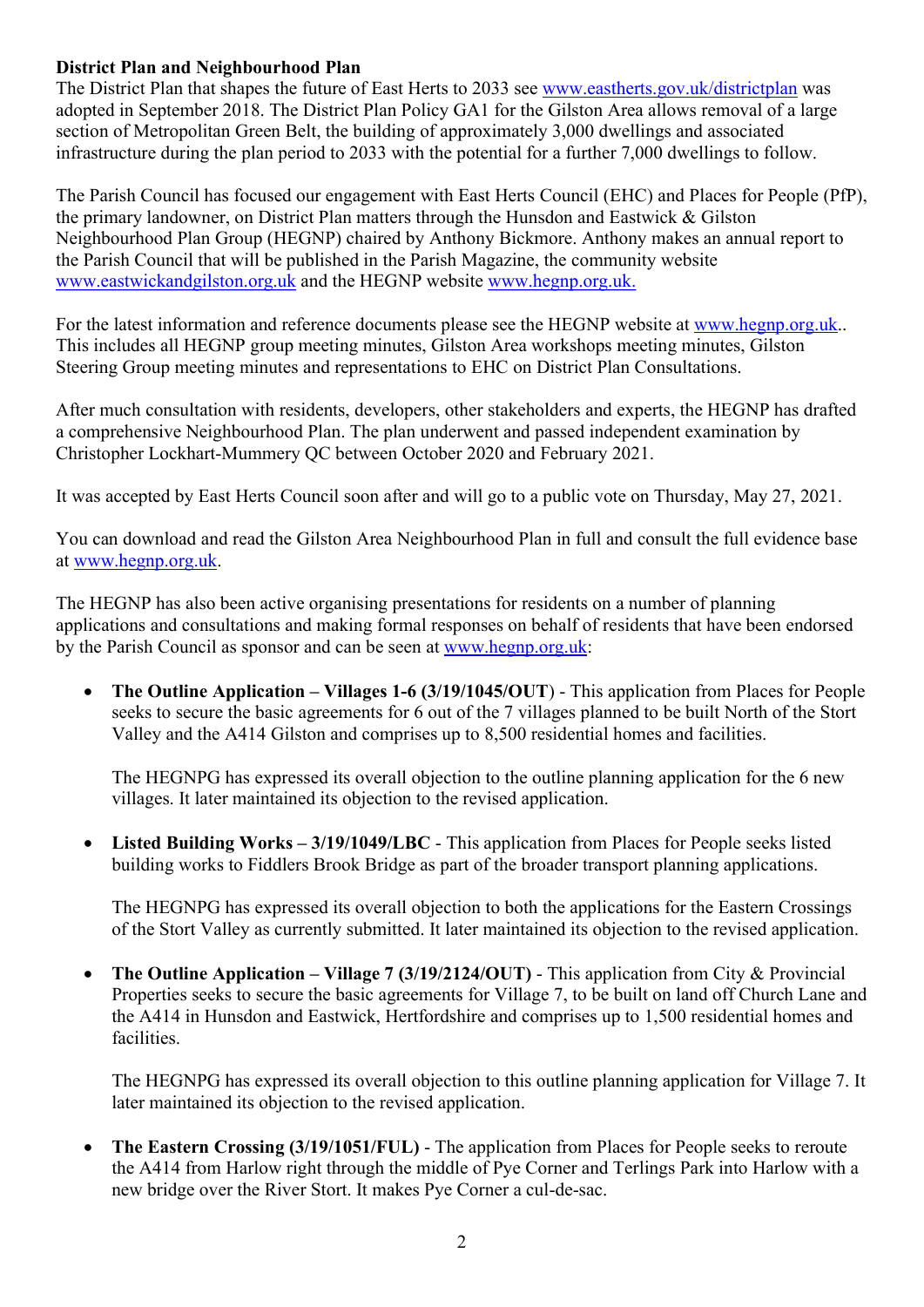**District Plan and Neighbourhood Plan**

The District Plan that shapes the future of East Herts to 2033 see www.eastherts.gov.uk/districtplan was adopted in September 2018. The District Plan Policy GA1 for the Gilston Area allows removal of a large section of Metropolitan Green Belt, the building of approximately 3,000 dwellings and associated infrastructure during the plan period to 2033 with the potential for a further 7,000 dwellings to follow.

The Parish Council has focused our engagement with East Herts Council (EHC) and Places for People (PfP), the primary landowner, on District Plan matters through the Hunsdon and Eastwick & Gilston Neighbourhood Plan Group (HEGNP) chaired by Anthony Bickmore. Anthony makes an annual report to the Parish Council that will be published in the Parish Magazine, the community website www.eastwickandgilston.org.uk and the HEGNP website www.hegnp.org.uk.

For the latest information and reference documents please see the HEGNP website at www.hegnp.org.uk.. This includes all HEGNP group meeting minutes, Gilston Area workshops meeting minutes, Gilston Steering Group meeting minutes and representations to EHC on District Plan Consultations.

After much consultation with residents, developers, other stakeholders and experts, the HEGNP has drafted a comprehensive Neighbourhood Plan. The plan underwent and passed independent examination by Christopher Lockhart-Mummery QC between October 2020 and February 2021.

It was accepted by East Herts Council soon after and will go to a public vote on Thursday, May 27, 2021.

You can download and read the Gilston Area Neighbourhood Plan in full and consult the full evidence base at www.hegnp.org.uk.

The HEGNP has also been active organising presentations for residents on a number of planning applications and consultations and making formal responses on behalf of residents that have been endorsed by the Parish Council as sponsor and can be seen at www.hegnp.org.uk:

- **The Outline Application – Villages 1-6 (3/19/1045/OUT**) - This application from Places for People seeks to secure the basic agreements for 6 out of the 7 villages planned to be built North of the Stort Valley and the A414 Gilston and comprises up to 8,500 residential homes and facilities.

  The HEGNPG has expressed its overall objection to the outline planning application for the 6 new villages. It later maintained its objection to the revised application.

- **Listed Building Works – 3/19/1049/LBC** - This application from Places for People seeks listed building works to Fiddlers Brook Bridge as part of the broader transport planning applications.

  The HEGNPG has expressed its overall objection to both the applications for the Eastern Crossings of the Stort Valley as currently submitted. It later maintained its objection to the revised application.

- **The Outline Application – Village 7 (3/19/2124/OUT)** - This application from City & Provincial Properties seeks to secure the basic agreements for Village 7, to be built on land off Church Lane and the A414 in Hunsdon and Eastwick, Hertfordshire and comprises up to 1,500 residential homes and facilities.

  The HEGNPG has expressed its overall objection to this outline planning application for Village 7. It later maintained its objection to the revised application.

- **The Eastern Crossing (3/19/1051/FUL)** - The application from Places for People seeks to reroute the A414 from Harlow right through the middle of Pye Corner and Terlings Park into Harlow with a new bridge over the River Stort. It makes Pye Corner a cul-de-sac.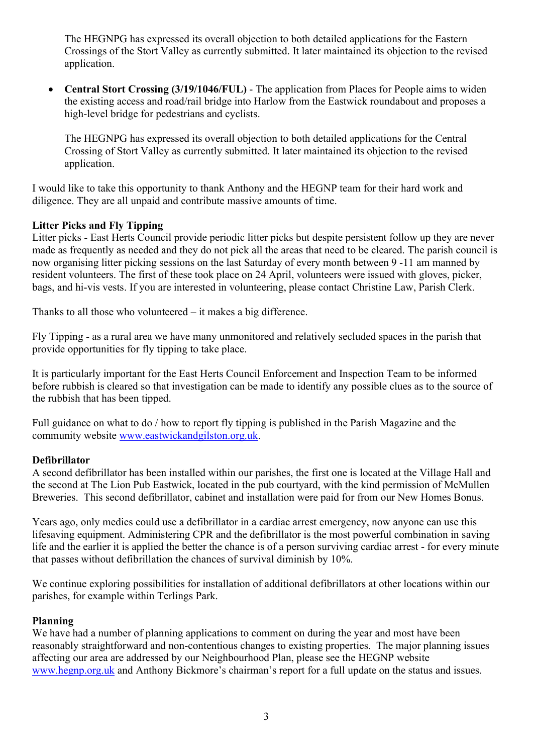The HEGNPG has expressed its overall objection to both detailed applications for the Eastern Crossings of the Stort Valley as currently submitted. It later maintained its objection to the revised application.

- **Central Stort Crossing (3/19/1046/FUL)** - The application from Places for People aims to widen the existing access and road/rail bridge into Harlow from the Eastwick roundabout and proposes a high-level bridge for pedestrians and cyclists.

  The HEGNPG has expressed its overall objection to both detailed applications for the Central Crossing of Stort Valley as currently submitted. It later maintained its objection to the revised application.

I would like to take this opportunity to thank Anthony and the HEGNP team for their hard work and diligence. They are all unpaid and contribute massive amounts of time.

**Litter Picks and Fly Tipping**

Litter picks - East Herts Council provide periodic litter picks but despite persistent follow up they are never made as frequently as needed and they do not pick all the areas that need to be cleared. The parish council is now organising litter picking sessions on the last Saturday of every month between 9 -11 am manned by resident volunteers. The first of these took place on 24 April, volunteers were issued with gloves, picker, bags, and hi-vis vests. If you are interested in volunteering, please contact Christine Law, Parish Clerk.

Thanks to all those who volunteered – it makes a big difference.

Fly Tipping - as a rural area we have many unmonitored and relatively secluded spaces in the parish that provide opportunities for fly tipping to take place.

It is particularly important for the East Herts Council Enforcement and Inspection Team to be informed before rubbish is cleared so that investigation can be made to identify any possible clues as to the source of the rubbish that has been tipped.

Full guidance on what to do / how to report fly tipping is published in the Parish Magazine and the community website www.eastwickandgilston.org.uk.

**Defibrillator**

A second defibrillator has been installed within our parishes, the first one is located at the Village Hall and the second at The Lion Pub Eastwick, located in the pub courtyard, with the kind permission of McMullen Breweries. This second defibrillator, cabinet and installation were paid for from our New Homes Bonus.

Years ago, only medics could use a defibrillator in a cardiac arrest emergency, now anyone can use this lifesaving equipment. Administering CPR and the defibrillator is the most powerful combination in saving life and the earlier it is applied the better the chance is of a person surviving cardiac arrest - for every minute that passes without defibrillation the chances of survival diminish by 10%.

We continue exploring possibilities for installation of additional defibrillators at other locations within our parishes, for example within Terlings Park.

**Planning**

We have had a number of planning applications to comment on during the year and most have been reasonably straightforward and non-contentious changes to existing properties. The major planning issues affecting our area are addressed by our Neighbourhood Plan, please see the HEGNP website www.hegnp.org.uk and Anthony Bickmore's chairman's report for a full update on the status and issues.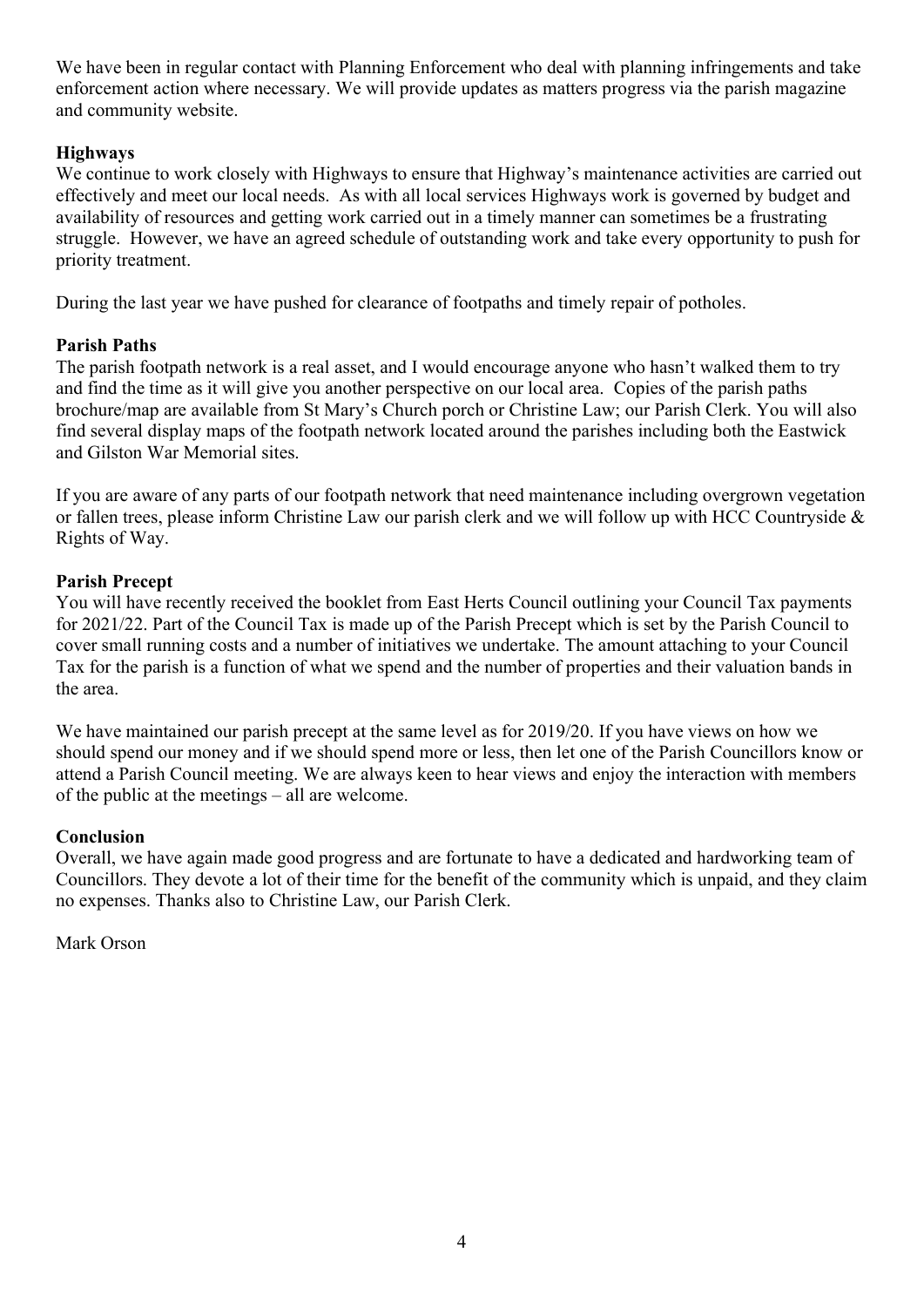We have been in regular contact with Planning Enforcement who deal with planning infringements and take enforcement action where necessary. We will provide updates as matters progress via the parish magazine and community website.

**Highways**

We continue to work closely with Highways to ensure that Highway's maintenance activities are carried out effectively and meet our local needs. As with all local services Highways work is governed by budget and availability of resources and getting work carried out in a timely manner can sometimes be a frustrating struggle. However, we have an agreed schedule of outstanding work and take every opportunity to push for priority treatment.

During the last year we have pushed for clearance of footpaths and timely repair of potholes.

**Parish Paths**

The parish footpath network is a real asset, and I would encourage anyone who hasn't walked them to try and find the time as it will give you another perspective on our local area. Copies of the parish paths brochure/map are available from St Mary's Church porch or Christine Law; our Parish Clerk. You will also find several display maps of the footpath network located around the parishes including both the Eastwick and Gilston War Memorial sites.

If you are aware of any parts of our footpath network that need maintenance including overgrown vegetation or fallen trees, please inform Christine Law our parish clerk and we will follow up with HCC Countryside & Rights of Way.

**Parish Precept**

You will have recently received the booklet from East Herts Council outlining your Council Tax payments for 2021/22. Part of the Council Tax is made up of the Parish Precept which is set by the Parish Council to cover small running costs and a number of initiatives we undertake. The amount attaching to your Council Tax for the parish is a function of what we spend and the number of properties and their valuation bands in the area.

We have maintained our parish precept at the same level as for 2019/20. If you have views on how we should spend our money and if we should spend more or less, then let one of the Parish Councillors know or attend a Parish Council meeting. We are always keen to hear views and enjoy the interaction with members of the public at the meetings – all are welcome.

**Conclusion**

Overall, we have again made good progress and are fortunate to have a dedicated and hardworking team of Councillors. They devote a lot of their time for the benefit of the community which is unpaid, and they claim no expenses. Thanks also to Christine Law, our Parish Clerk.

Mark Orson